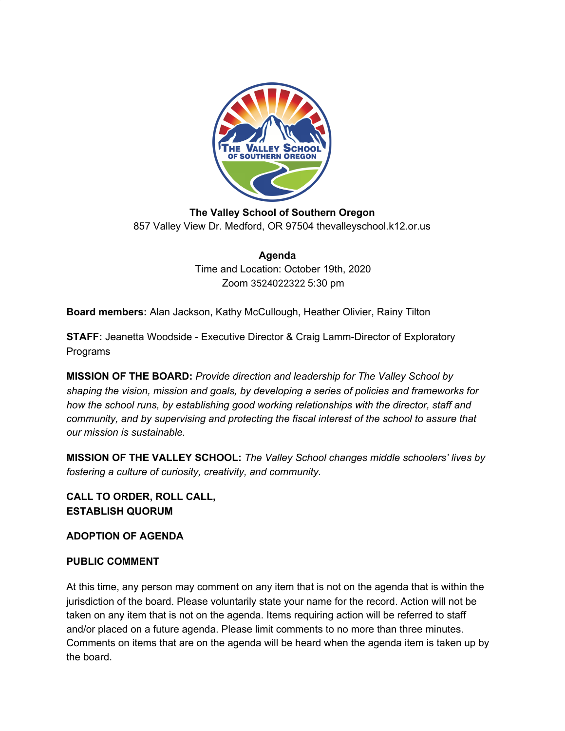**The Valley School of Southern Oregon**
857 Valley View Dr. Medford, OR 97504 thevalleyschool.k12.or.us

**Agenda**
Time and Location: October 19th, 2020
Zoom 3524022322 5:30 pm

**Board members:** Alan Jackson, Kathy McCullough, Heather Olivier, Rainy Tilton

**STAFF:** Jeanetta Woodside - Executive Director & Craig Lamm-Director of Exploratory Programs

**MISSION OF THE BOARD:** *Provide direction and leadership for The Valley School by shaping the vision, mission and goals, by developing a series of policies and frameworks for how the school runs, by establishing good working relationships with the director, staff and community, and by supervising and protecting the fiscal interest of the school to assure that our mission is sustainable.*

**MISSION OF THE VALLEY SCHOOL:** *The Valley School changes middle schoolers' lives by fostering a culture of curiosity, creativity, and community.*

**CALL TO ORDER, ROLL CALL, ESTABLISH QUORUM**

**ADOPTION OF AGENDA**

**PUBLIC COMMENT**

At this time, any person may comment on any item that is not on the agenda that is within the jurisdiction of the board. Please voluntarily state your name for the record. Action will not be taken on any item that is not on the agenda. Items requiring action will be referred to staff and/or placed on a future agenda. Please limit comments to no more than three minutes. Comments on items that are on the agenda will be heard when the agenda item is taken up by the board.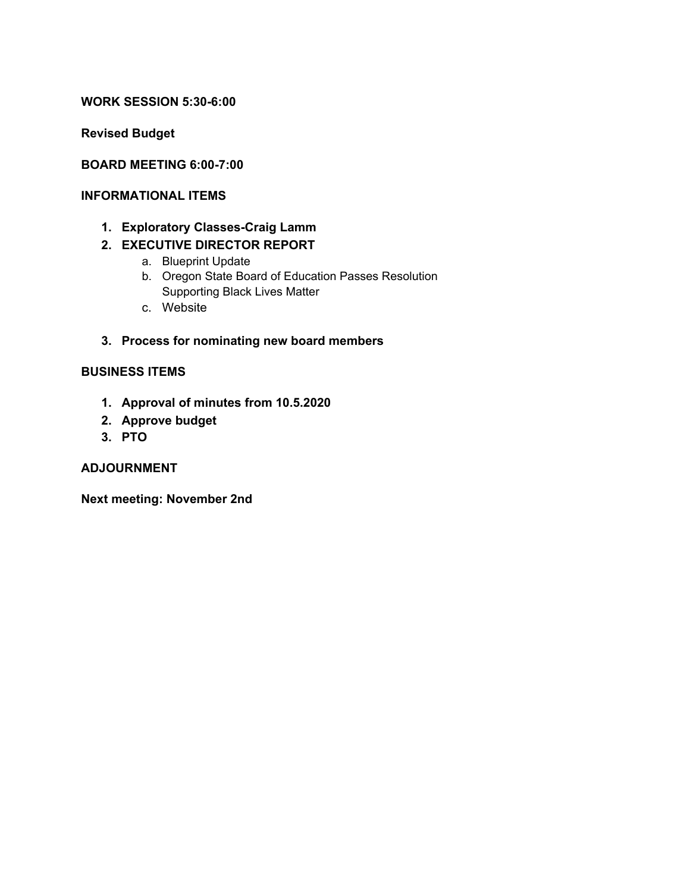**WORK SESSION 5:30-6:00**

**Revised Budget**

**BOARD MEETING 6:00-7:00**

**INFORMATIONAL ITEMS**

1. **Exploratory Classes-Craig Lamm**
2. **EXECUTIVE DIRECTOR REPORT**
    a. Blueprint Update
    b. Oregon State Board of Education Passes Resolution Supporting Black Lives Matter
    c. Website
3. **Process for nominating new board members**

**BUSINESS ITEMS**

1. **Approval of minutes from 10.5.2020**
2. **Approve budget**
3. **PTO**

**ADJOURNMENT**

**Next meeting: November 2nd**